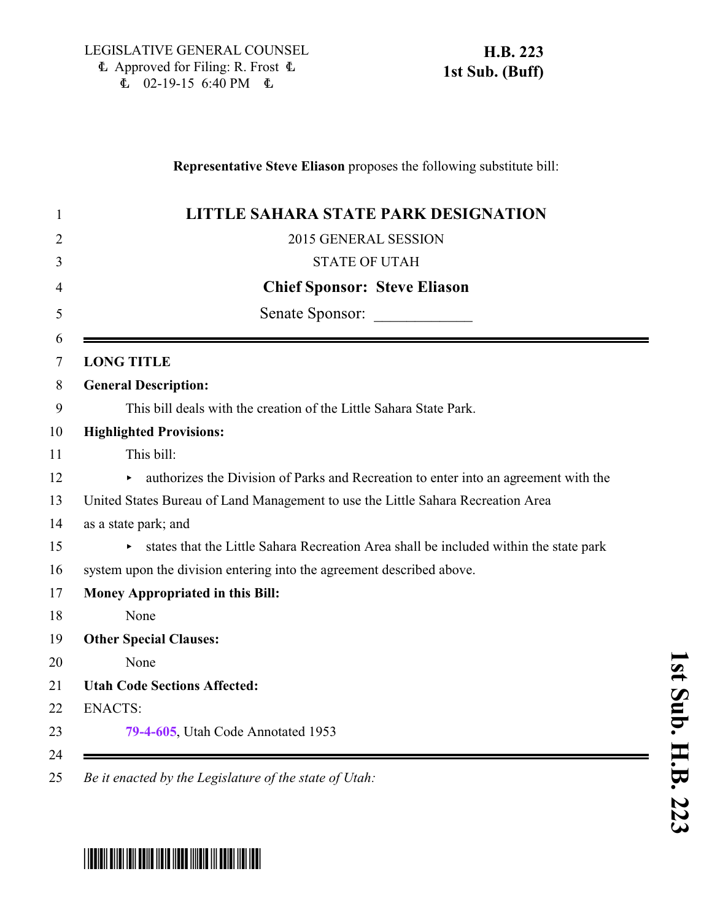LEGISLATIVE GENERAL COUNSEL
Approved for Filing: R. Frost
02-19-15 6:40 PM

**H.B. 223**
**1st Sub. (Buff)**

**Representative Steve Eliason** proposes the following substitute bill:

# LITTLE SAHARA STATE PARK DESIGNATION

2015 GENERAL SESSION

STATE OF UTAH

**Chief Sponsor: Steve Eliason**

Senate Sponsor: ____________

---

**LONG TITLE**

**General Description:**

This bill deals with the creation of the Little Sahara State Park.

**Highlighted Provisions:**

This bill:

- authorizes the Division of Parks and Recreation to enter into an agreement with the United States Bureau of Land Management to use the Little Sahara Recreation Area as a state park; and
- states that the Little Sahara Recreation Area shall be included within the state park system upon the division entering into the agreement described above.

**Money Appropriated in this Bill:**

None

**Other Special Clauses:**

None

**Utah Code Sections Affected:**

ENACTS:

79-4-605, Utah Code Annotated 1953

---

*Be it enacted by the Legislature of the state of Utah:*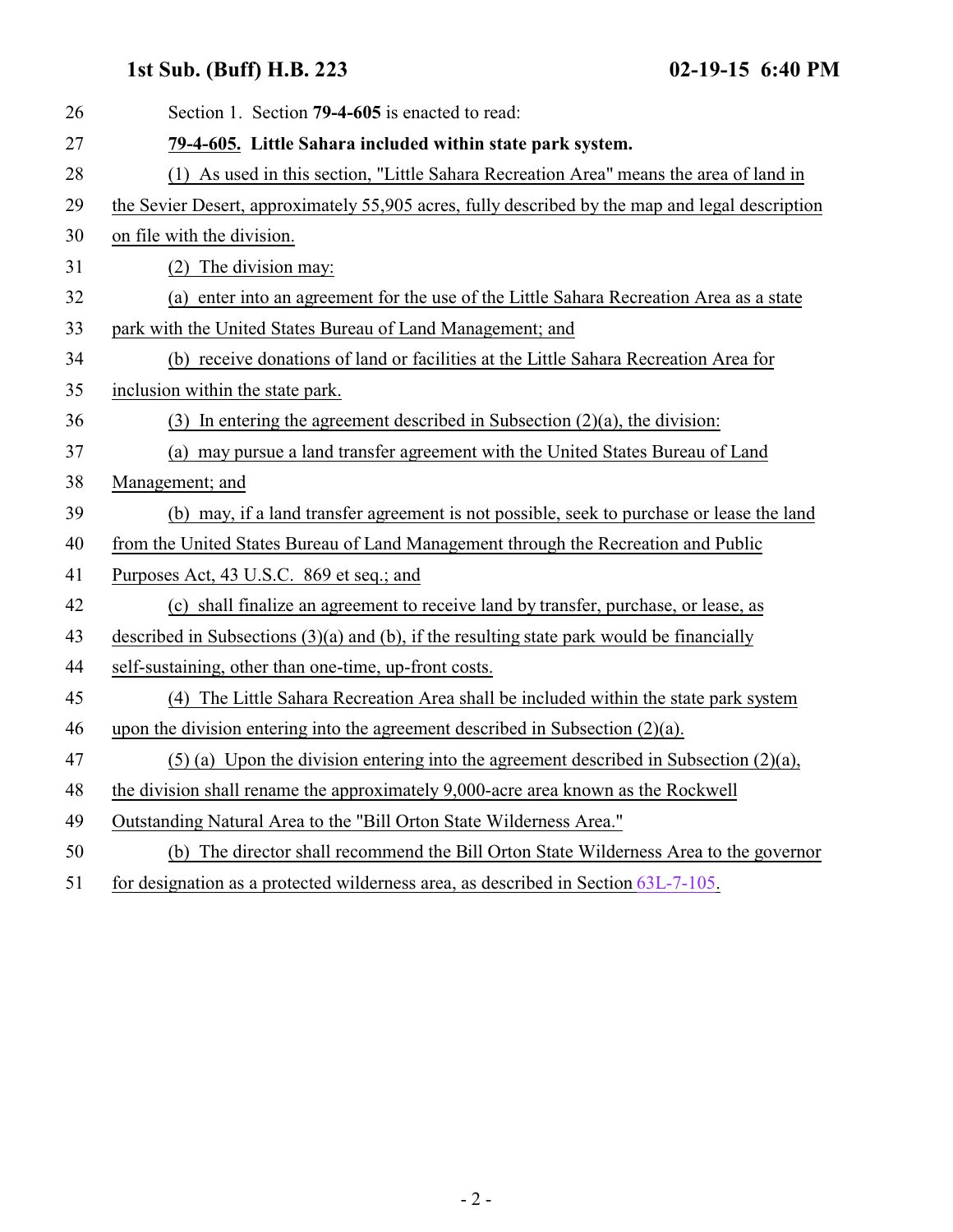Section 1. Section **79-4-605** is enacted to read:

**79-4-605. Little Sahara included within state park system.**

(1) As used in this section, "Little Sahara Recreation Area" means the area of land in the Sevier Desert, approximately 55,905 acres, fully described by the map and legal description on file with the division.

(2) The division may:

(a) enter into an agreement for the use of the Little Sahara Recreation Area as a state park with the United States Bureau of Land Management; and

(b) receive donations of land or facilities at the Little Sahara Recreation Area for inclusion within the state park.

(3) In entering the agreement described in Subsection (2)(a), the division:

(a) may pursue a land transfer agreement with the United States Bureau of Land Management; and

(b) may, if a land transfer agreement is not possible, seek to purchase or lease the land from the United States Bureau of Land Management through the Recreation and Public Purposes Act, 43 U.S.C. 869 et seq.; and

(c) shall finalize an agreement to receive land by transfer, purchase, or lease, as described in Subsections (3)(a) and (b), if the resulting state park would be financially self-sustaining, other than one-time, up-front costs.

(4) The Little Sahara Recreation Area shall be included within the state park system upon the division entering into the agreement described in Subsection (2)(a).

(5) (a) Upon the division entering into the agreement described in Subsection (2)(a), the division shall rename the approximately 9,000-acre area known as the Rockwell Outstanding Natural Area to the "Bill Orton State Wilderness Area."

(b) The director shall recommend the Bill Orton State Wilderness Area to the governor for designation as a protected wilderness area, as described in Section 63L-7-105.